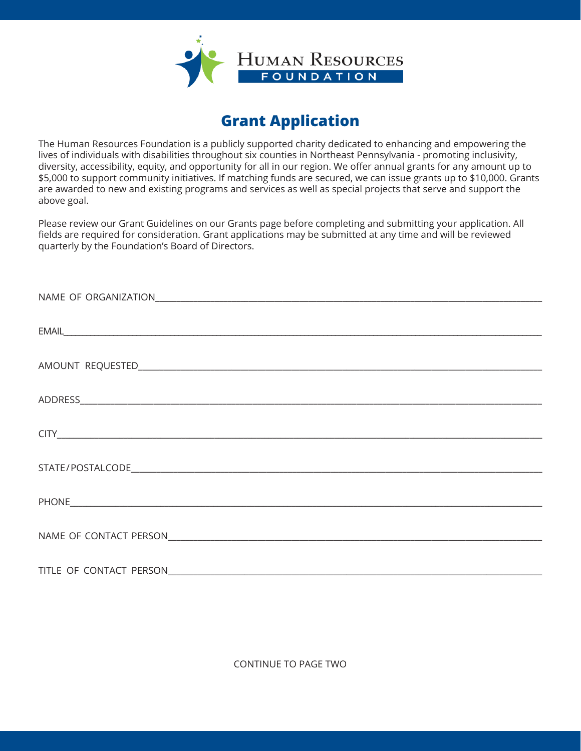HUMAN RESOURCES FOUNDATION

# Grant Application

The Human Resources Foundation is a publicly supported charity dedicated to enhancing and empowering the lives of individuals with disabilities throughout six counties in Northeast Pennsylvania - promoting inclusivity, diversity, accessibility, equity, and opportunity for all in our region. We offer annual grants for any amount up to $5,000 to support community initiatives. If matching funds are secured, we can issue grants up to $10,000. Grants are awarded to new and existing programs and services as well as special projects that serve and support the above goal.

Please review our Grant Guidelines on our Grants page before completing and submitting your application. All fields are required for consideration. Grant applications may be submitted at any time and will be reviewed quarterly by the Foundation's Board of Directors.

NAME OF ORGANIZATION______________________________

EMAIL______________________________

AMOUNT REQUESTED______________________________

ADDRESS______________________________

CITY______________________________

STATE/POSTALCODE______________________________

PHONE______________________________

NAME OF CONTACT PERSON______________________________

TITLE OF CONTACT PERSON______________________________

CONTINUE TO PAGE TWO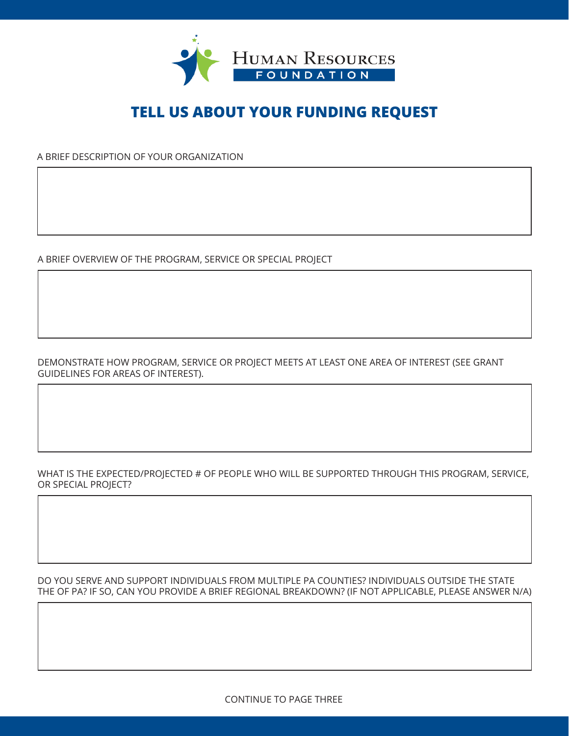# HUMAN RESOURCES FOUNDATION

## TELL US ABOUT YOUR FUNDING REQUEST

A BRIEF DESCRIPTION OF YOUR ORGANIZATION

A BRIEF OVERVIEW OF THE PROGRAM, SERVICE OR SPECIAL PROJECT

DEMONSTRATE HOW PROGRAM, SERVICE OR PROJECT MEETS AT LEAST ONE AREA OF INTEREST (SEE GRANT GUIDELINES FOR AREAS OF INTEREST).

WHAT IS THE EXPECTED/PROJECTED # OF PEOPLE WHO WILL BE SUPPORTED THROUGH THIS PROGRAM, SERVICE, OR SPECIAL PROJECT?

DO YOU SERVE AND SUPPORT INDIVIDUALS FROM MULTIPLE PA COUNTIES? INDIVIDUALS OUTSIDE THE STATE THE OF PA? IF SO, CAN YOU PROVIDE A BRIEF REGIONAL BREAKDOWN? (IF NOT APPLICABLE, PLEASE ANSWER N/A)

CONTINUE TO PAGE THREE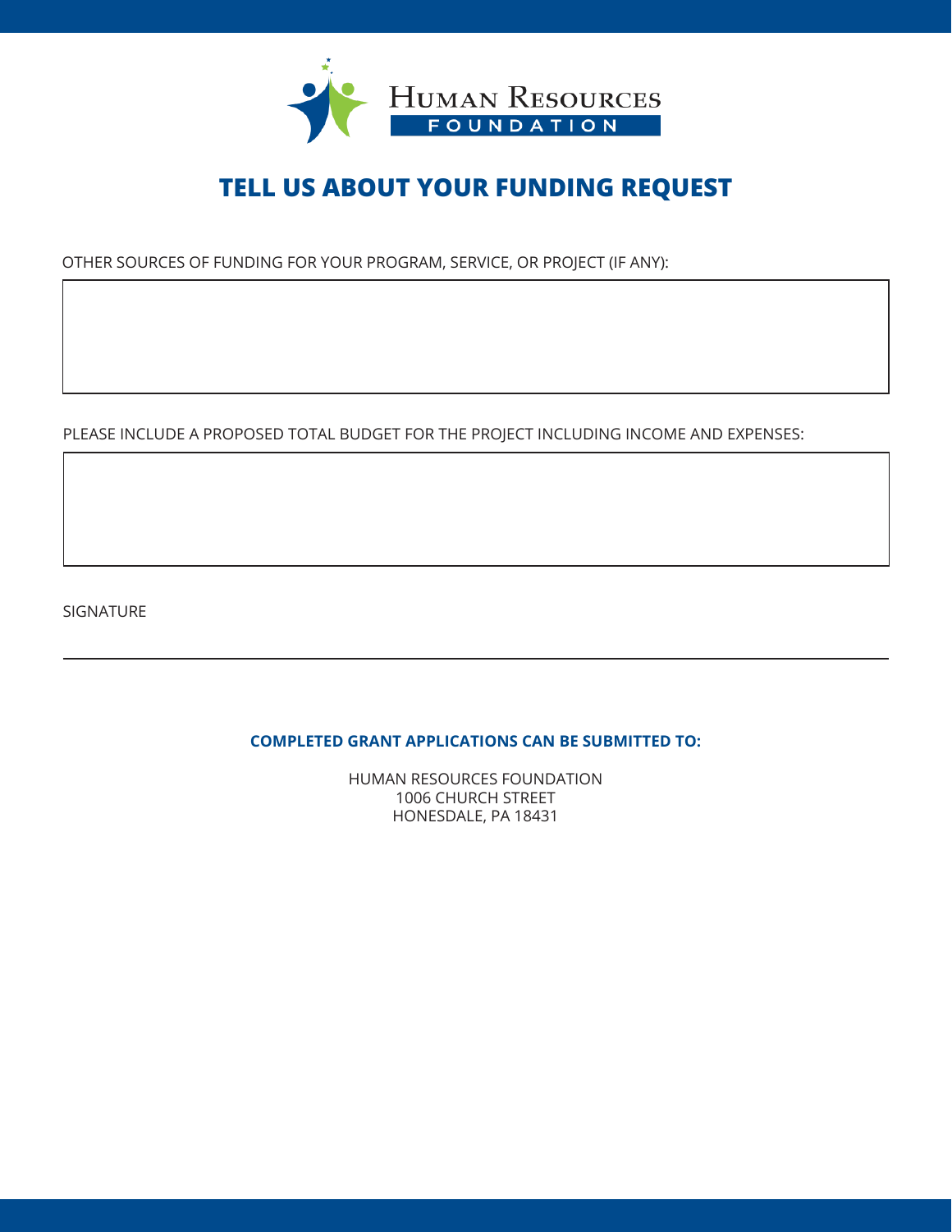HUMAN RESOURCES FOUNDATION

# TELL US ABOUT YOUR FUNDING REQUEST

OTHER SOURCES OF FUNDING FOR YOUR PROGRAM, SERVICE, OR PROJECT (IF ANY):

PLEASE INCLUDE A PROPOSED TOTAL BUDGET FOR THE PROJECT INCLUDING INCOME AND EXPENSES:

SIGNATURE

**COMPLETED GRANT APPLICATIONS CAN BE SUBMITTED TO:**

HUMAN RESOURCES FOUNDATION
1006 CHURCH STREET
HONESDALE, PA 18431